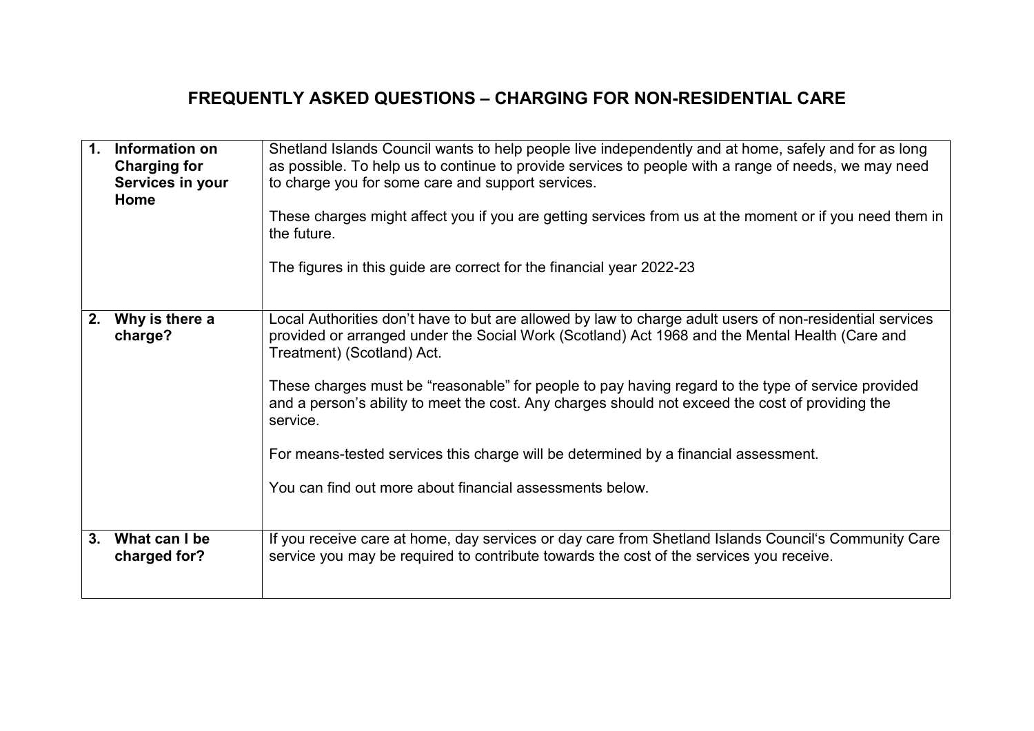# FREQUENTLY ASKED QUESTIONS – CHARGING FOR NON-RESIDENTIAL CARE

| | |
|---|---|
| **1. Information on Charging for Services in your Home** | Shetland Islands Council wants to help people live independently and at home, safely and for as long as possible. To help us to continue to provide services to people with a range of needs, we may need to charge you for some care and support services.<br><br>These charges might affect you if you are getting services from us at the moment or if you need them in the future.<br><br>The figures in this guide are correct for the financial year 2022-23 |
| **2. Why is there a charge?** | Local Authorities don't have to but are allowed by law to charge adult users of non-residential services provided or arranged under the Social Work (Scotland) Act 1968 and the Mental Health (Care and Treatment) (Scotland) Act.<br><br>These charges must be "reasonable" for people to pay having regard to the type of service provided and a person's ability to meet the cost. Any charges should not exceed the cost of providing the service.<br><br>For means-tested services this charge will be determined by a financial assessment.<br><br>You can find out more about financial assessments below. |
| **3. What can I be charged for?** | If you receive care at home, day services or day care from Shetland Islands Council's Community Care service you may be required to contribute towards the cost of the services you receive. |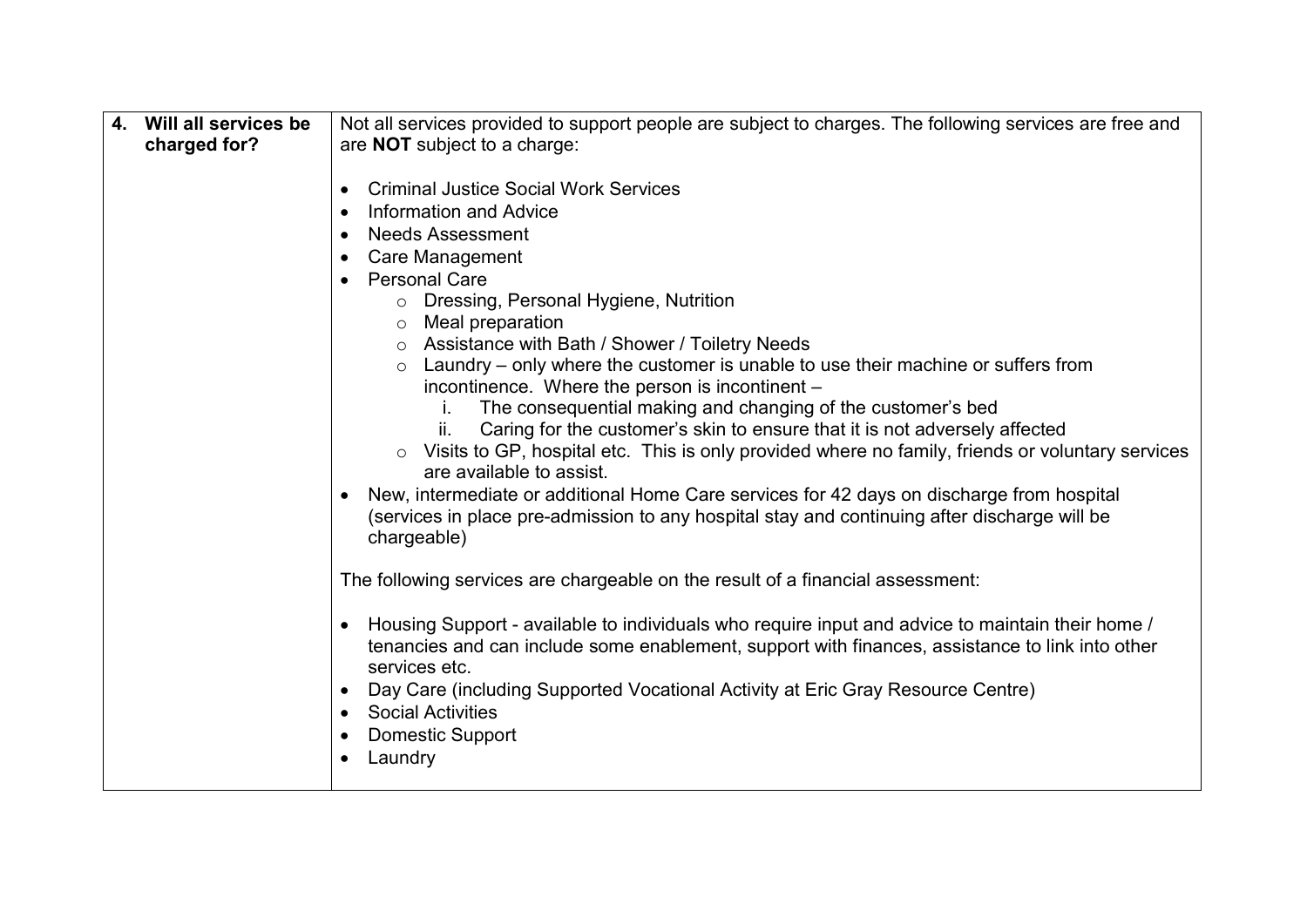| 4. Will all services be charged for? | Not all services provided to support people are subject to charges. The following services are free and are **NOT** subject to a charge:<br><br>• Criminal Justice Social Work Services<br>• Information and Advice<br>• Needs Assessment<br>• Care Management<br>• Personal Care<br>&nbsp;&nbsp;&nbsp;&nbsp;○ Dressing, Personal Hygiene, Nutrition<br>&nbsp;&nbsp;&nbsp;&nbsp;○ Meal preparation<br>&nbsp;&nbsp;&nbsp;&nbsp;○ Assistance with Bath / Shower / Toiletry Needs<br>&nbsp;&nbsp;&nbsp;&nbsp;○ Laundry – only where the customer is unable to use their machine or suffers from incontinence. Where the person is incontinent –<br>&nbsp;&nbsp;&nbsp;&nbsp;&nbsp;&nbsp;&nbsp;&nbsp;i. The consequential making and changing of the customer's bed<br>&nbsp;&nbsp;&nbsp;&nbsp;&nbsp;&nbsp;&nbsp;&nbsp;ii. Caring for the customer's skin to ensure that it is not adversely affected<br>&nbsp;&nbsp;&nbsp;&nbsp;○ Visits to GP, hospital etc. This is only provided where no family, friends or voluntary services are available to assist.<br>• New, intermediate or additional Home Care services for 42 days on discharge from hospital (services in place pre-admission to any hospital stay and continuing after discharge will be chargeable)<br><br>The following services are chargeable on the result of a financial assessment:<br><br>• Housing Support - available to individuals who require input and advice to maintain their home / tenancies and can include some enablement, support with finances, assistance to link into other services etc.<br>• Day Care (including Supported Vocational Activity at Eric Gray Resource Centre)<br>• Social Activities<br>• Domestic Support<br>• Laundry |
|---|---|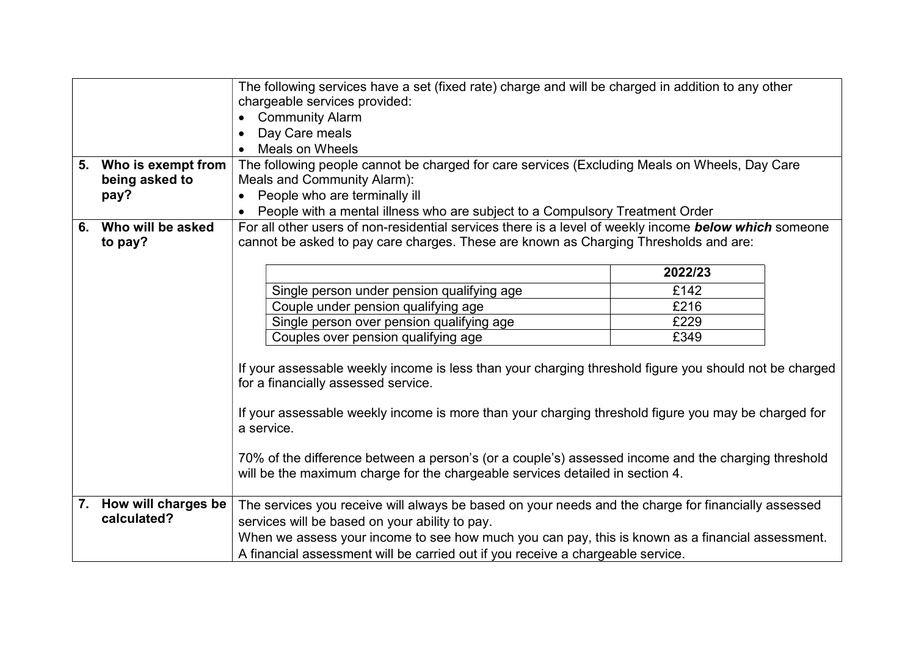The following services have a set (fixed rate) charge and will be charged in addition to any other chargeable services provided:

- Community Alarm
- Day Care meals
- Meals on Wheels

## 5. Who is exempt from being asked to pay?

The following people cannot be charged for care services (Excluding Meals on Wheels, Day Care Meals and Community Alarm):

- People who are terminally ill
- People with a mental illness who are subject to a Compulsory Treatment Order

## 6. Who will be asked to pay?

For all other users of non-residential services there is a level of weekly income ***below which*** someone cannot be asked to pay care charges. These are known as Charging Thresholds and are:

| | **2022/23** |
|---|---|
| Single person under pension qualifying age | £142 |
| Couple under pension qualifying age | £216 |
| Single person over pension qualifying age | £229 |
| Couples over pension qualifying age | £349 |

If your assessable weekly income is less than your charging threshold figure you should not be charged for a financially assessed service.

If your assessable weekly income is more than your charging threshold figure you may be charged for a service.

70% of the difference between a person's (or a couple's) assessed income and the charging threshold will be the maximum charge for the chargeable services detailed in section 4.

## 7. How will charges be calculated?

The services you receive will always be based on your needs and the charge for financially assessed services will be based on your ability to pay.

When we assess your income to see how much you can pay, this is known as a financial assessment.

A financial assessment will be carried out if you receive a chargeable service.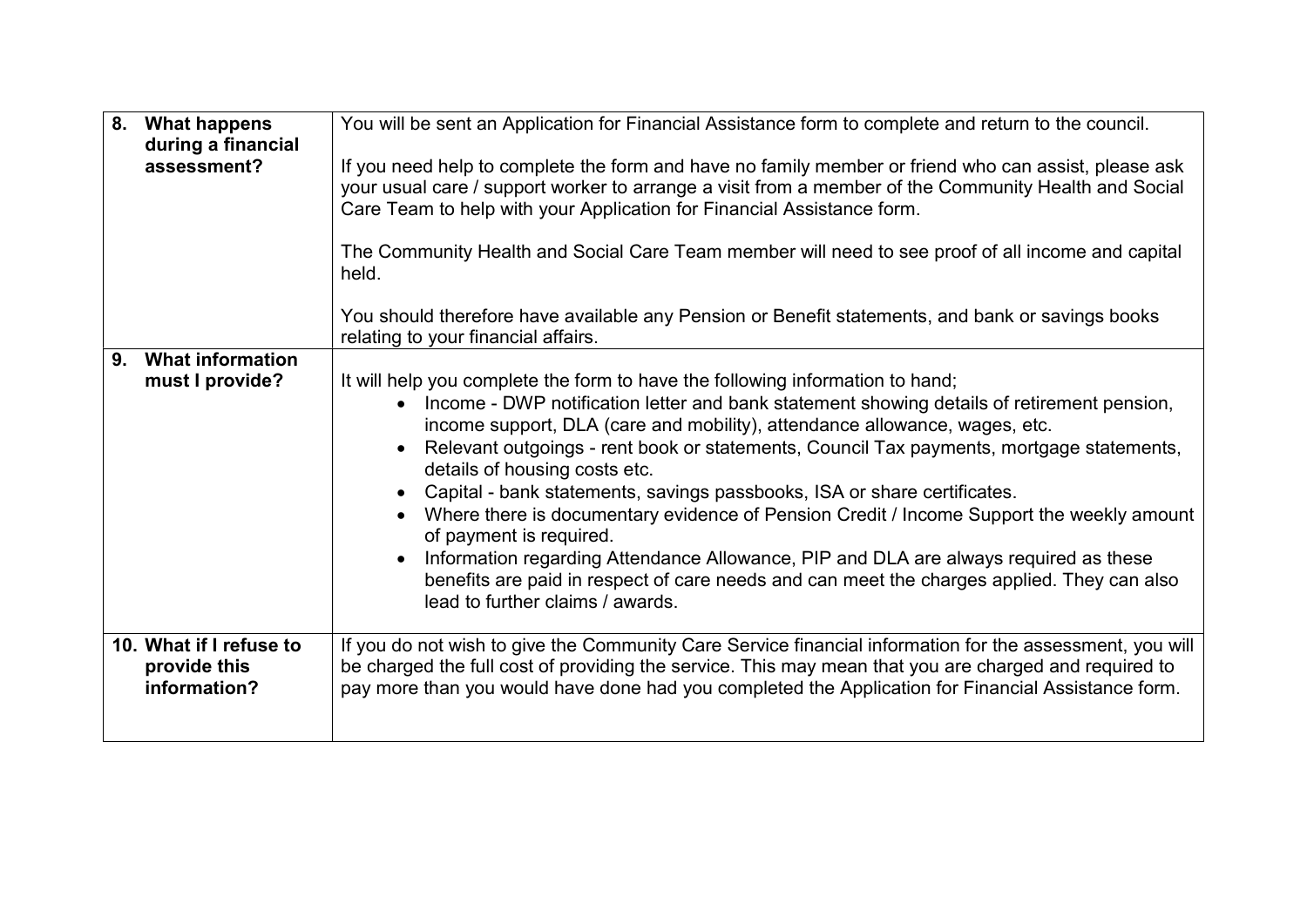| | |
|---|---|
| **8. What happens during a financial assessment?** | You will be sent an Application for Financial Assistance form to complete and return to the council.<br><br>If you need help to complete the form and have no family member or friend who can assist, please ask your usual care / support worker to arrange a visit from a member of the Community Health and Social Care Team to help with your Application for Financial Assistance form.<br><br>The Community Health and Social Care Team member will need to see proof of all income and capital held.<br><br>You should therefore have available any Pension or Benefit statements, and bank or savings books relating to your financial affairs. |
| **9. What information must I provide?** | It will help you complete the form to have the following information to hand;<br>• Income - DWP notification letter and bank statement showing details of retirement pension, income support, DLA (care and mobility), attendance allowance, wages, etc.<br>• Relevant outgoings - rent book or statements, Council Tax payments, mortgage statements, details of housing costs etc.<br>• Capital - bank statements, savings passbooks, ISA or share certificates.<br>• Where there is documentary evidence of Pension Credit / Income Support the weekly amount of payment is required.<br>• Information regarding Attendance Allowance, PIP and DLA are always required as these benefits are paid in respect of care needs and can meet the charges applied. They can also lead to further claims / awards. |
| **10. What if I refuse to provide this information?** | If you do not wish to give the Community Care Service financial information for the assessment, you will be charged the full cost of providing the service. This may mean that you are charged and required to pay more than you would have done had you completed the Application for Financial Assistance form. |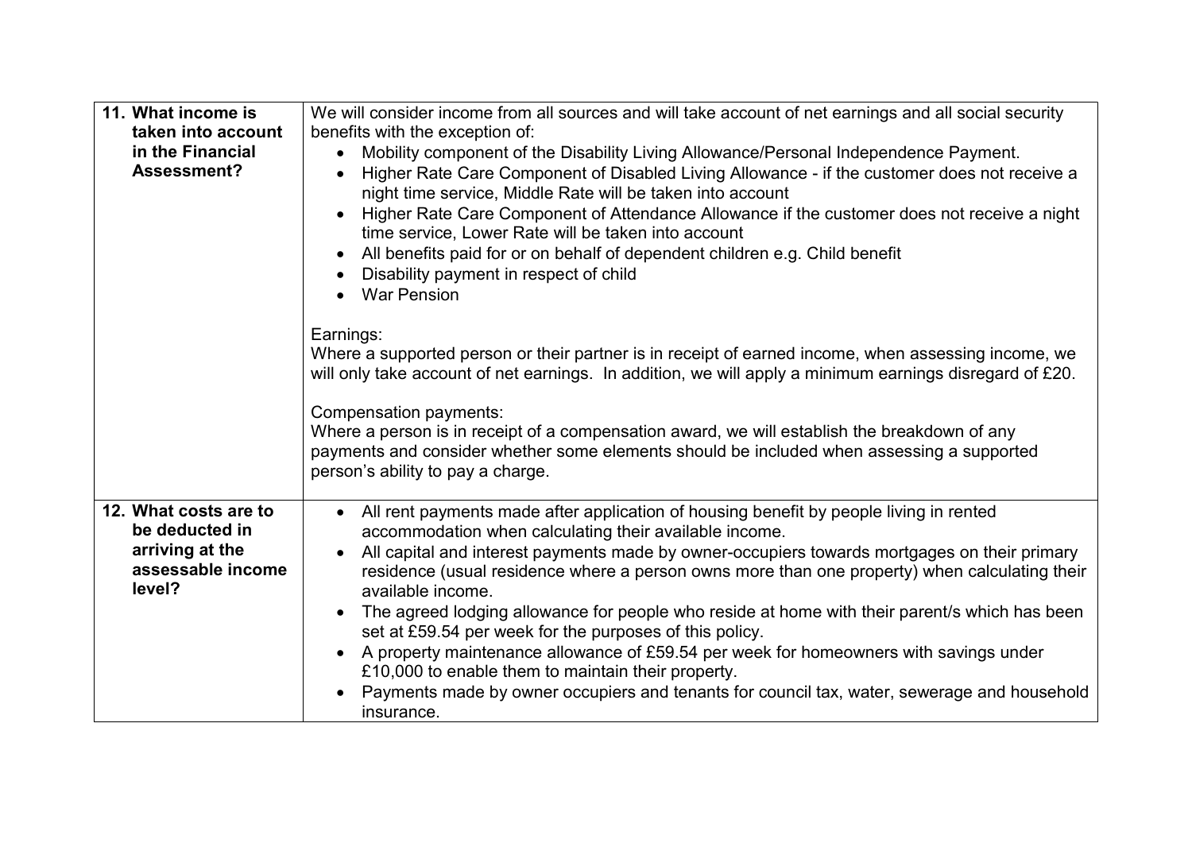| | |
|---|---|
| **11. What income is taken into account in the Financial Assessment?** | We will consider income from all sources and will take account of net earnings and all social security benefits with the exception of:<br>• Mobility component of the Disability Living Allowance/Personal Independence Payment.<br>• Higher Rate Care Component of Disabled Living Allowance - if the customer does not receive a night time service, Middle Rate will be taken into account<br>• Higher Rate Care Component of Attendance Allowance if the customer does not receive a night time service, Lower Rate will be taken into account<br>• All benefits paid for or on behalf of dependent children e.g. Child benefit<br>• Disability payment in respect of child<br>• War Pension<br><br>Earnings:<br>Where a supported person or their partner is in receipt of earned income, when assessing income, we will only take account of net earnings. In addition, we will apply a minimum earnings disregard of £20.<br><br>Compensation payments:<br>Where a person is in receipt of a compensation award, we will establish the breakdown of any payments and consider whether some elements should be included when assessing a supported person's ability to pay a charge. |
| **12. What costs are to be deducted in arriving at the assessable income level?** | • All rent payments made after application of housing benefit by people living in rented accommodation when calculating their available income.<br>• All capital and interest payments made by owner-occupiers towards mortgages on their primary residence (usual residence where a person owns more than one property) when calculating their available income.<br>• The agreed lodging allowance for people who reside at home with their parent/s which has been set at £59.54 per week for the purposes of this policy.<br>• A property maintenance allowance of £59.54 per week for homeowners with savings under £10,000 to enable them to maintain their property.<br>• Payments made by owner occupiers and tenants for council tax, water, sewerage and household insurance. |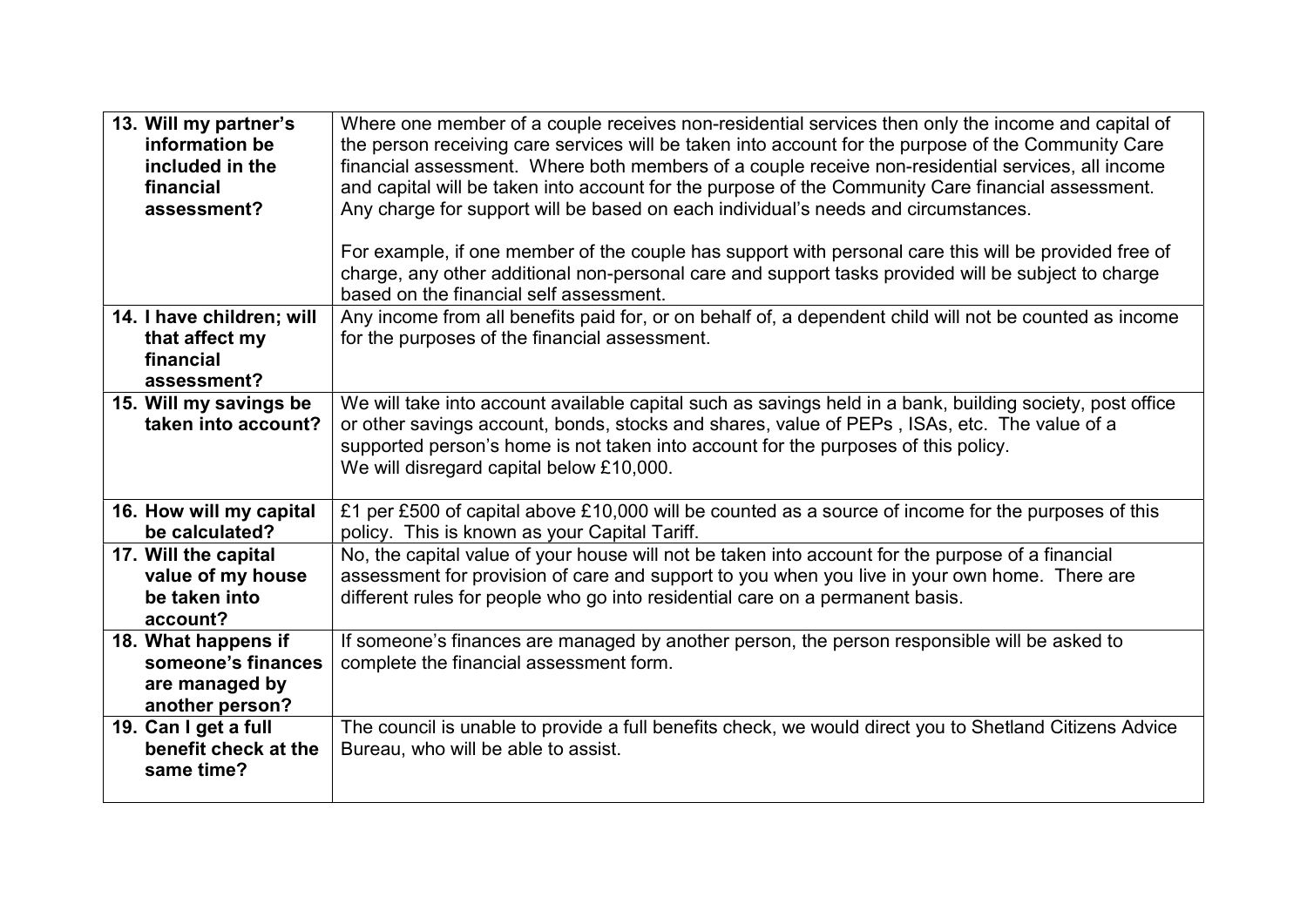| | |
|---|---|
| **13. Will my partner's information be included in the financial assessment?** | Where one member of a couple receives non-residential services then only the income and capital of the person receiving care services will be taken into account for the purpose of the Community Care financial assessment. Where both members of a couple receive non-residential services, all income and capital will be taken into account for the purpose of the Community Care financial assessment. Any charge for support will be based on each individual's needs and circumstances.<br><br>For example, if one member of the couple has support with personal care this will be provided free of charge, any other additional non-personal care and support tasks provided will be subject to charge based on the financial self assessment. |
| **14. I have children; will that affect my financial assessment?** | Any income from all benefits paid for, or on behalf of, a dependent child will not be counted as income for the purposes of the financial assessment. |
| **15. Will my savings be taken into account?** | We will take into account available capital such as savings held in a bank, building society, post office or other savings account, bonds, stocks and shares, value of PEPs , ISAs, etc. The value of a supported person's home is not taken into account for the purposes of this policy.<br>We will disregard capital below £10,000. |
| **16. How will my capital be calculated?** | £1 per £500 of capital above £10,000 will be counted as a source of income for the purposes of this policy. This is known as your Capital Tariff. |
| **17. Will the capital value of my house be taken into account?** | No, the capital value of your house will not be taken into account for the purpose of a financial assessment for provision of care and support to you when you live in your own home. There are different rules for people who go into residential care on a permanent basis. |
| **18. What happens if someone's finances are managed by another person?** | If someone's finances are managed by another person, the person responsible will be asked to complete the financial assessment form. |
| **19. Can I get a full benefit check at the same time?** | The council is unable to provide a full benefits check, we would direct you to Shetland Citizens Advice Bureau, who will be able to assist. |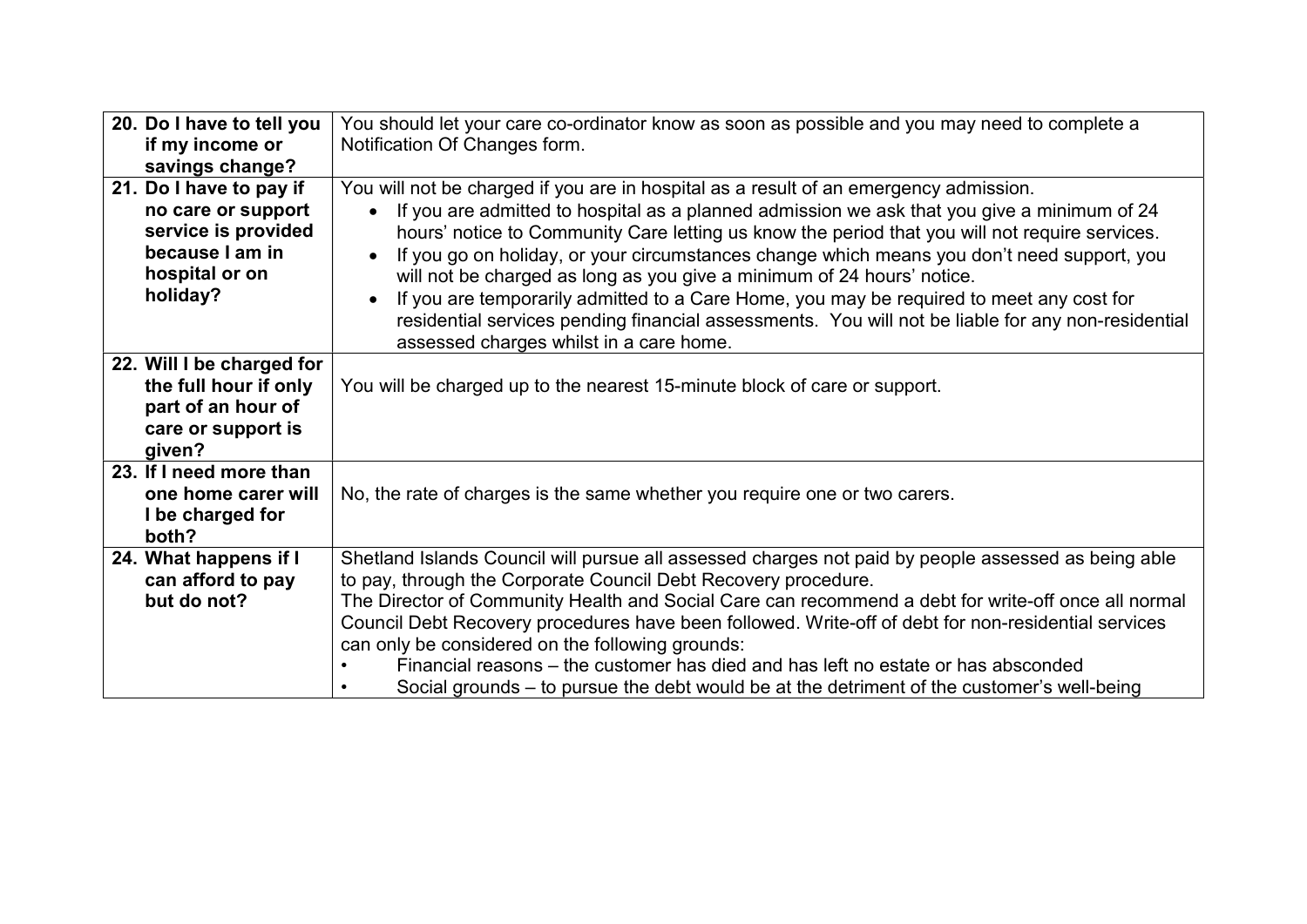| | |
|---|---|
| **20. Do I have to tell you if my income or savings change?** | You should let your care co-ordinator know as soon as possible and you may need to complete a Notification Of Changes form. |
| **21. Do I have to pay if no care or support service is provided because I am in hospital or on holiday?** | You will not be charged if you are in hospital as a result of an emergency admission.<br>• If you are admitted to hospital as a planned admission we ask that you give a minimum of 24 hours' notice to Community Care letting us know the period that you will not require services.<br>• If you go on holiday, or your circumstances change which means you don't need support, you will not be charged as long as you give a minimum of 24 hours' notice.<br>• If you are temporarily admitted to a Care Home, you may be required to meet any cost for residential services pending financial assessments. You will not be liable for any non-residential assessed charges whilst in a care home. |
| **22. Will I be charged for the full hour if only part of an hour of care or support is given?** | You will be charged up to the nearest 15-minute block of care or support. |
| **23. If I need more than one home carer will I be charged for both?** | No, the rate of charges is the same whether you require one or two carers. |
| **24. What happens if I can afford to pay but do not?** | Shetland Islands Council will pursue all assessed charges not paid by people assessed as being able to pay, through the Corporate Council Debt Recovery procedure.<br>The Director of Community Health and Social Care can recommend a debt for write-off once all normal Council Debt Recovery procedures have been followed. Write-off of debt for non-residential services can only be considered on the following grounds:<br>• Financial reasons – the customer has died and has left no estate or has absconded<br>• Social grounds – to pursue the debt would be at the detriment of the customer's well-being |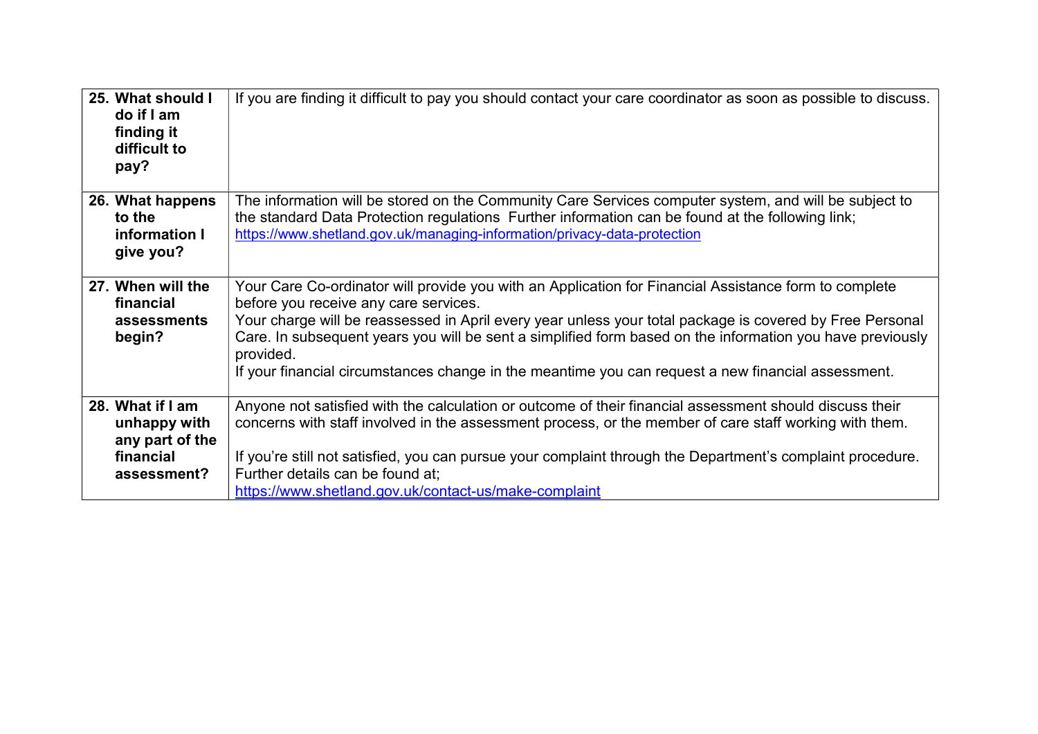| | |
|---|---|
| **25. What should I do if I am finding it difficult to pay?** | If you are finding it difficult to pay you should contact your care coordinator as soon as possible to discuss. |
| **26. What happens to the information I give you?** | The information will be stored on the Community Care Services computer system, and will be subject to the standard Data Protection regulations  Further information can be found at the following link; https://www.shetland.gov.uk/managing-information/privacy-data-protection |
| **27. When will the financial assessments begin?** | Your Care Co-ordinator will provide you with an Application for Financial Assistance form to complete before you receive any care services.<br>Your charge will be reassessed in April every year unless your total package is covered by Free Personal Care. In subsequent years you will be sent a simplified form based on the information you have previously provided.<br>If your financial circumstances change in the meantime you can request a new financial assessment. |
| **28. What if I am unhappy with any part of the financial assessment?** | Anyone not satisfied with the calculation or outcome of their financial assessment should discuss their concerns with staff involved in the assessment process, or the member of care staff working with them.<br><br>If you're still not satisfied, you can pursue your complaint through the Department's complaint procedure. Further details can be found at;<br>https://www.shetland.gov.uk/contact-us/make-complaint |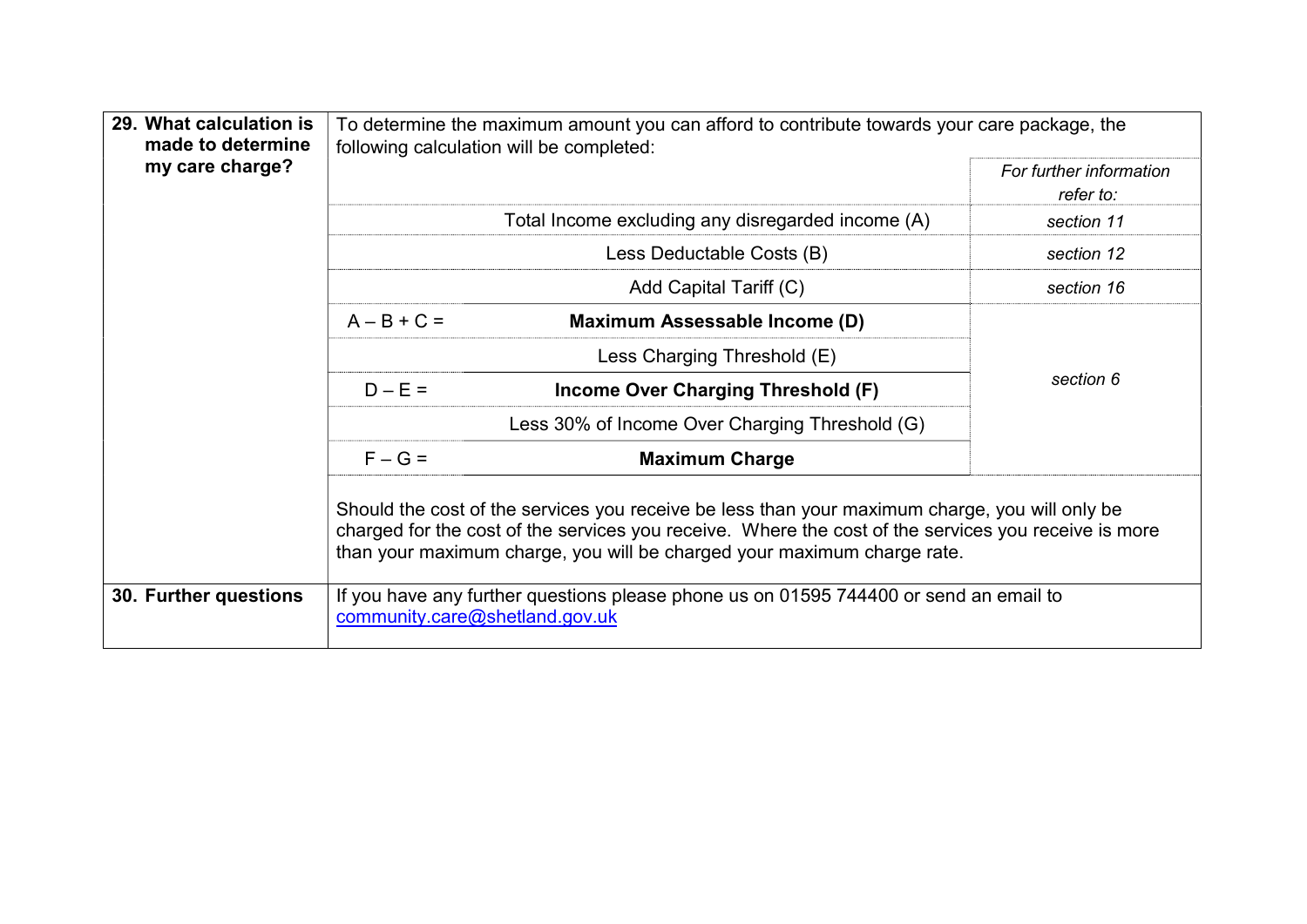| | | |
|---|---|---|
| **29. What calculation is made to determine my care charge?** | To determine the maximum amount you can afford to contribute towards your care package, the following calculation will be completed: | |
| | | *For further information refer to:* |
| | Total Income excluding any disregarded income (A) | *section 11* |
| | Less Deductable Costs (B) | *section 12* |
| | Add Capital Tariff (C) | *section 16* |
| | A – B + C = **Maximum Assessable Income (D)** | *section 6* |
| | Less Charging Threshold (E) | |
| | D – E = **Income Over Charging Threshold (F)** | |
| | Less 30% of Income Over Charging Threshold (G) | |
| | F – G = **Maximum Charge** | |
| | Should the cost of the services you receive be less than your maximum charge, you will only be charged for the cost of the services you receive. Where the cost of the services you receive is more than your maximum charge, you will be charged your maximum charge rate. | |
| **30. Further questions** | If you have any further questions please phone us on 01595 744400 or send an email to community.care@shetland.gov.uk | |